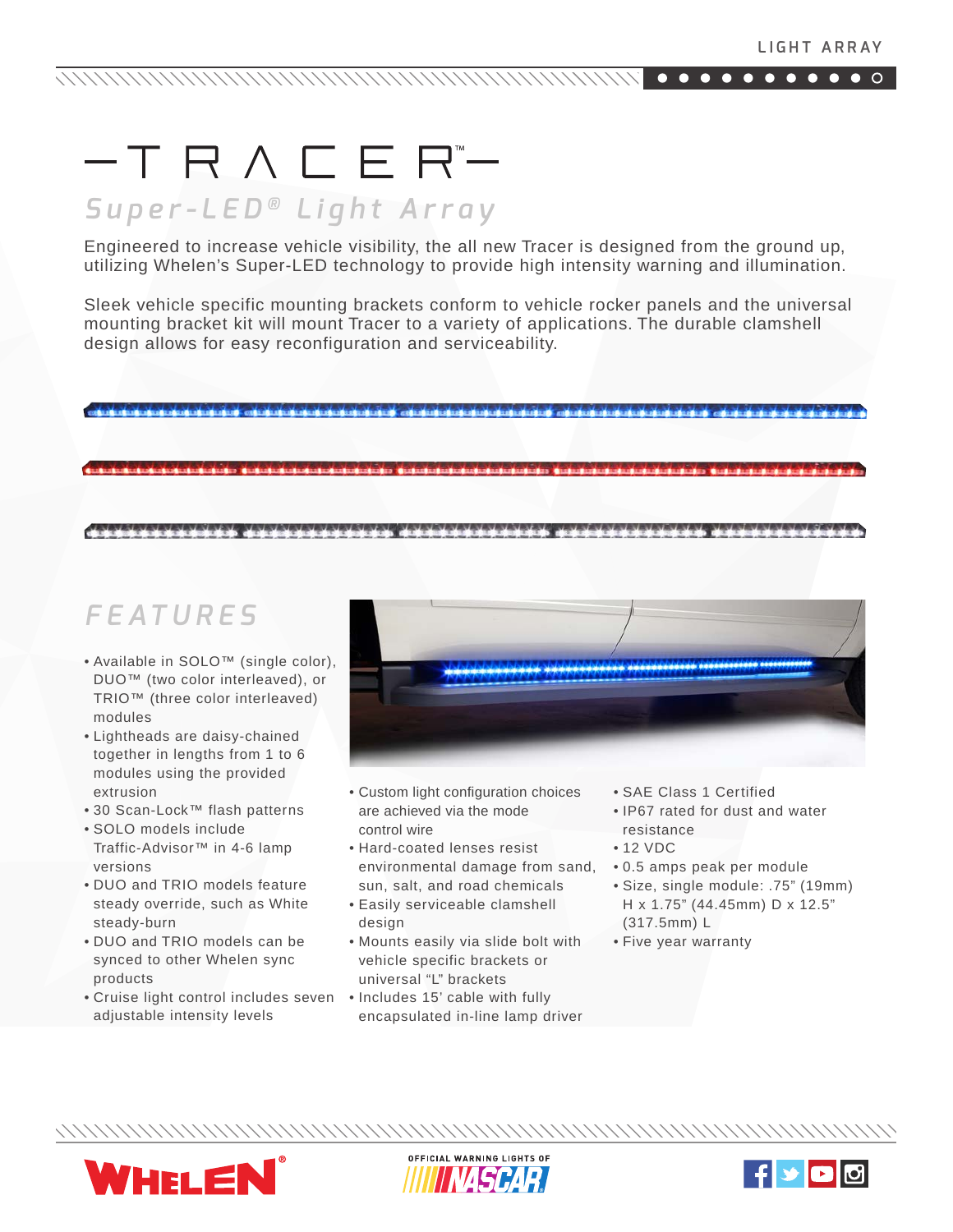# TRACER™

## *Super-LED® Light Array*

Engineered to increase vehicle visibility, the all new Tracer is designed from the ground up, utilizing Whelen's Super-LED technology to provide high intensity warning and illumination.

Sleek vehicle specific mounting brackets conform to vehicle rocker panels and the universal mounting bracket kit will mount Tracer to a variety of applications. The durable clamshell design allows for easy reconfiguration and serviceability.

## *FEATURES*

- Available in SOLO™ (single color), DUO™ (two color interleaved), or TRIO™ (three color interleaved) modules
- Lightheads are daisy-chained together in lengths from 1 to 6 modules using the provided extrusion
- 30 Scan-Lock™ flash patterns
- SOLO models include Traffic-Advisor™ in 4-6 lamp versions
- DUO and TRIO models feature steady override, such as White steady-burn
- DUO and TRIO models can be synced to other Whelen sync products
- Cruise light control includes seven adjustable intensity levels
- Custom light configuration choices are achieved via the mode control wire
- Hard-coated lenses resist environmental damage from sand, sun, salt, and road chemicals
- Easily serviceable clamshell design
- Mounts easily via slide bolt with vehicle specific brackets or universal "L" brackets
- Includes 15' cable with fully encapsulated in-line lamp driver
- SAE Class 1 Certified
- IP67 rated for dust and water resistance
- 12 VDC
- 0.5 amps peak per module
- Size, single module: .75" (19mm) H x 1.75" (44.45mm) D x 12.5" (317.5mm) L
- Five year warranty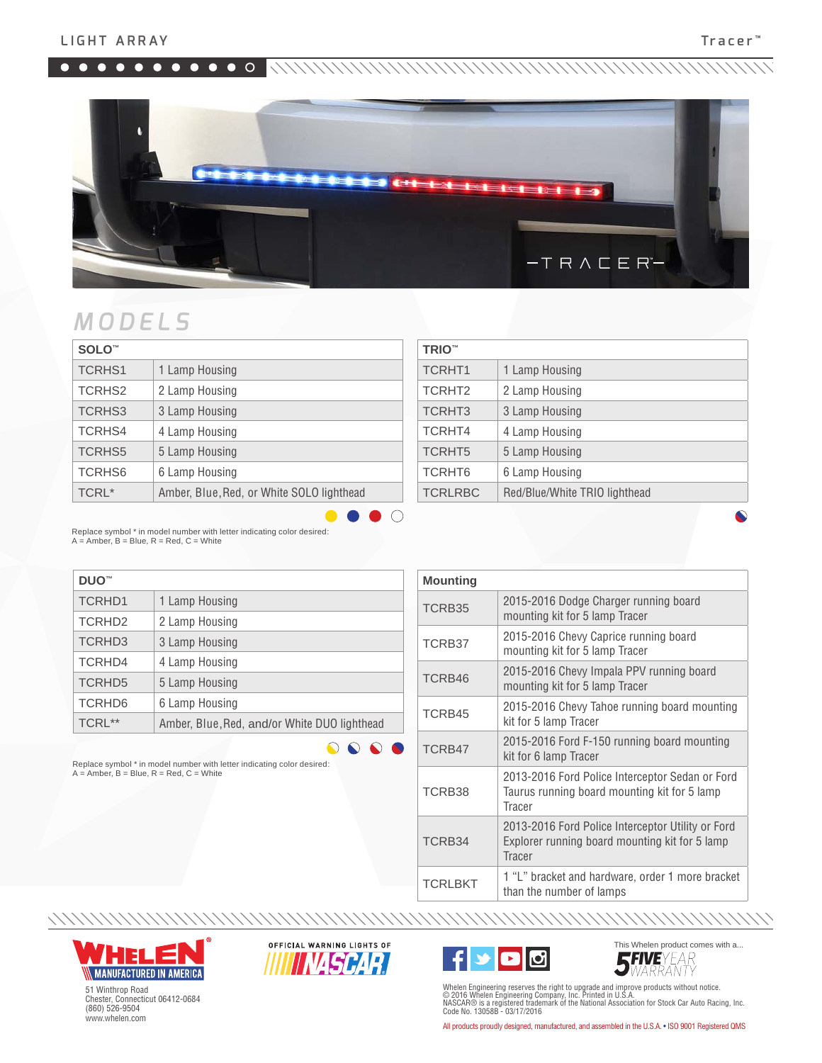LIGHT ARRAY

Tracer™

# MODELS

| SOLO™ | |
|---|---|
| TCRHS1 | 1 Lamp Housing |
| TCRHS2 | 2 Lamp Housing |
| TCRHS3 | 3 Lamp Housing |
| TCRHS4 | 4 Lamp Housing |
| TCRHS5 | 5 Lamp Housing |
| TCRHS6 | 6 Lamp Housing |
| TCRL* | Amber, Blue, Red, or White SOLO lighthead |

Replace symbol * in model number with letter indicating color desired:
A = Amber, B = Blue, R = Red, C = White

| TRIO™ | |
|---|---|
| TCRHT1 | 1 Lamp Housing |
| TCRHT2 | 2 Lamp Housing |
| TCRHT3 | 3 Lamp Housing |
| TCRHT4 | 4 Lamp Housing |
| TCRHT5 | 5 Lamp Housing |
| TCRHT6 | 6 Lamp Housing |
| TCRLRBC | Red/Blue/White TRIO lighthead |

| DUO™ | |
|---|---|
| TCRHD1 | 1 Lamp Housing |
| TCRHD2 | 2 Lamp Housing |
| TCRHD3 | 3 Lamp Housing |
| TCRHD4 | 4 Lamp Housing |
| TCRHD5 | 5 Lamp Housing |
| TCRHD6 | 6 Lamp Housing |
| TCRL** | Amber, Blue, Red, and/or White DUO lighthead |

Replace symbol * in model number with letter indicating color desired:
A = Amber, B = Blue, R = Red, C = White

| Mounting | |
|---|---|
| TCRB35 | 2015-2016 Dodge Charger running board mounting kit for 5 lamp Tracer |
| TCRB37 | 2015-2016 Chevy Caprice running board mounting kit for 5 lamp Tracer |
| TCRB46 | 2015-2016 Chevy Impala PPV running board mounting kit for 5 lamp Tracer |
| TCRB45 | 2015-2016 Chevy Tahoe running board mounting kit for 5 lamp Tracer |
| TCRB47 | 2015-2016 Ford F-150 running board mounting kit for 6 lamp Tracer |
| TCRB38 | 2013-2016 Ford Police Interceptor Sedan or Ford Taurus running board mounting kit for 5 lamp Tracer |
| TCRB34 | 2013-2016 Ford Police Interceptor Utility or Ford Explorer running board mounting kit for 5 lamp Tracer |
| TCRLBKT | 1 "L" bracket and hardware, order 1 more bracket than the number of lamps |

WHELEN® MANUFACTURED IN AMERICA

51 Winthrop Road
Chester, Connecticut 06412-0684
(860) 526-9504
www.whelen.com

OFFICIAL WARNING LIGHTS OF NASCAR®

This Whelen product comes with a... 5 FIVE YEAR WARRANTY

Whelen Engineering reserves the right to upgrade and improve products without notice.
© 2016 Whelen Engineering Company, Inc. Printed in U.S.A.
NASCAR® is a registered trademark of the National Association for Stock Car Auto Racing, Inc.
Code No. 13058B - 03/17/2016

All products proudly designed, manufactured, and assembled in the U.S.A. • ISO 9001 Registered QMS